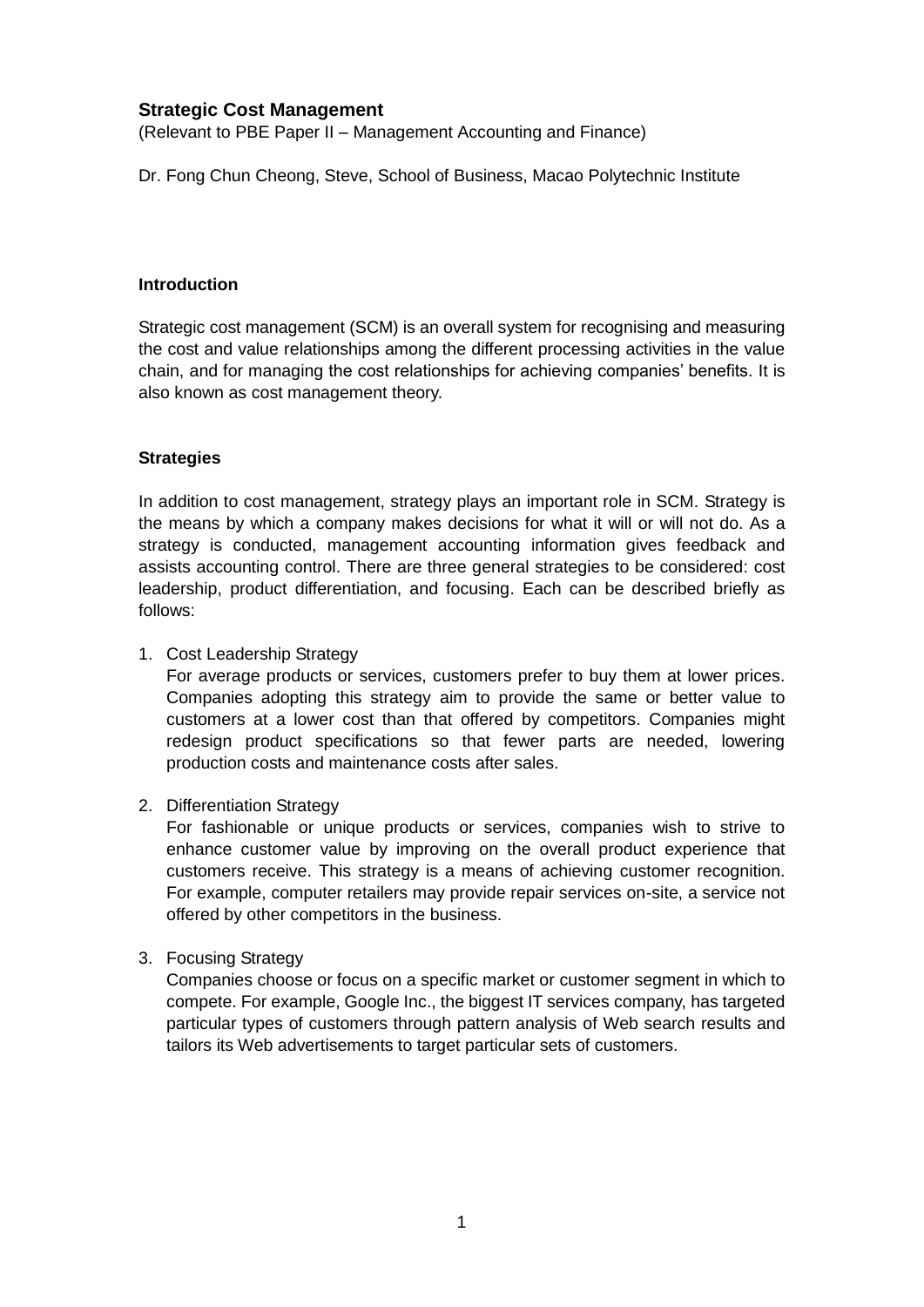# Strategic Cost Management

(Relevant to PBE Paper II – Management Accounting and Finance)

Dr. Fong Chun Cheong, Steve, School of Business, Macao Polytechnic Institute

## Introduction

Strategic cost management (SCM) is an overall system for recognising and measuring the cost and value relationships among the different processing activities in the value chain, and for managing the cost relationships for achieving companies' benefits. It is also known as cost management theory.

## Strategies

In addition to cost management, strategy plays an important role in SCM. Strategy is the means by which a company makes decisions for what it will or will not do. As a strategy is conducted, management accounting information gives feedback and assists accounting control. There are three general strategies to be considered: cost leadership, product differentiation, and focusing. Each can be described briefly as follows:

1. Cost Leadership Strategy
   For average products or services, customers prefer to buy them at lower prices. Companies adopting this strategy aim to provide the same or better value to customers at a lower cost than that offered by competitors. Companies might redesign product specifications so that fewer parts are needed, lowering production costs and maintenance costs after sales.

2. Differentiation Strategy
   For fashionable or unique products or services, companies wish to strive to enhance customer value by improving on the overall product experience that customers receive. This strategy is a means of achieving customer recognition. For example, computer retailers may provide repair services on-site, a service not offered by other competitors in the business.

3. Focusing Strategy
   Companies choose or focus on a specific market or customer segment in which to compete. For example, Google Inc., the biggest IT services company, has targeted particular types of customers through pattern analysis of Web search results and tailors its Web advertisements to target particular sets of customers.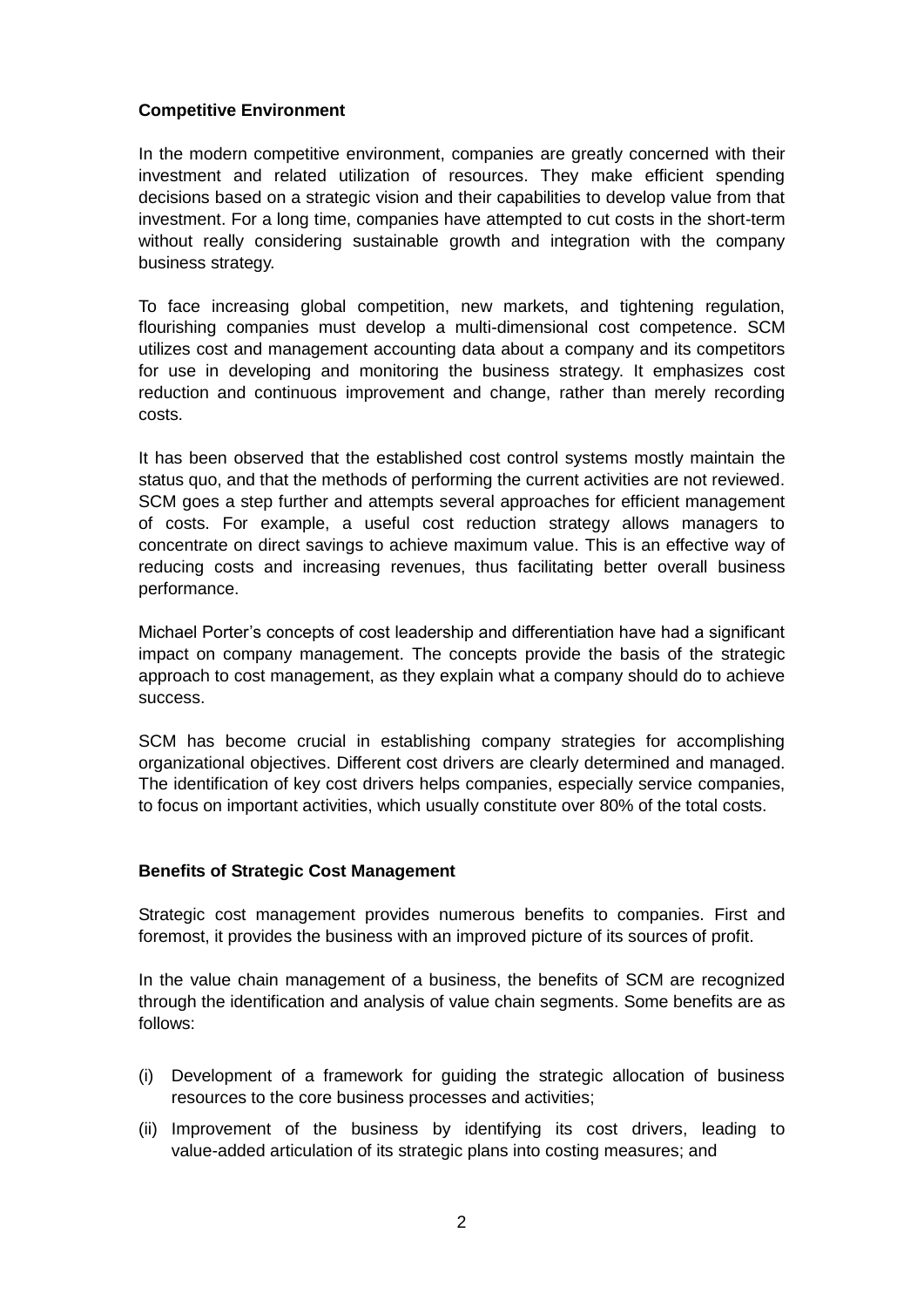**Competitive Environment**

In the modern competitive environment, companies are greatly concerned with their investment and related utilization of resources. They make efficient spending decisions based on a strategic vision and their capabilities to develop value from that investment. For a long time, companies have attempted to cut costs in the short-term without really considering sustainable growth and integration with the company business strategy.

To face increasing global competition, new markets, and tightening regulation, flourishing companies must develop a multi-dimensional cost competence. SCM utilizes cost and management accounting data about a company and its competitors for use in developing and monitoring the business strategy. It emphasizes cost reduction and continuous improvement and change, rather than merely recording costs.

It has been observed that the established cost control systems mostly maintain the status quo, and that the methods of performing the current activities are not reviewed. SCM goes a step further and attempts several approaches for efficient management of costs. For example, a useful cost reduction strategy allows managers to concentrate on direct savings to achieve maximum value. This is an effective way of reducing costs and increasing revenues, thus facilitating better overall business performance.

Michael Porter's concepts of cost leadership and differentiation have had a significant impact on company management. The concepts provide the basis of the strategic approach to cost management, as they explain what a company should do to achieve success.

SCM has become crucial in establishing company strategies for accomplishing organizational objectives. Different cost drivers are clearly determined and managed. The identification of key cost drivers helps companies, especially service companies, to focus on important activities, which usually constitute over 80% of the total costs.

**Benefits of Strategic Cost Management**

Strategic cost management provides numerous benefits to companies. First and foremost, it provides the business with an improved picture of its sources of profit.

In the value chain management of a business, the benefits of SCM are recognized through the identification and analysis of value chain segments. Some benefits are as follows:

(i) Development of a framework for guiding the strategic allocation of business resources to the core business processes and activities;

(ii) Improvement of the business by identifying its cost drivers, leading to value-added articulation of its strategic plans into costing measures; and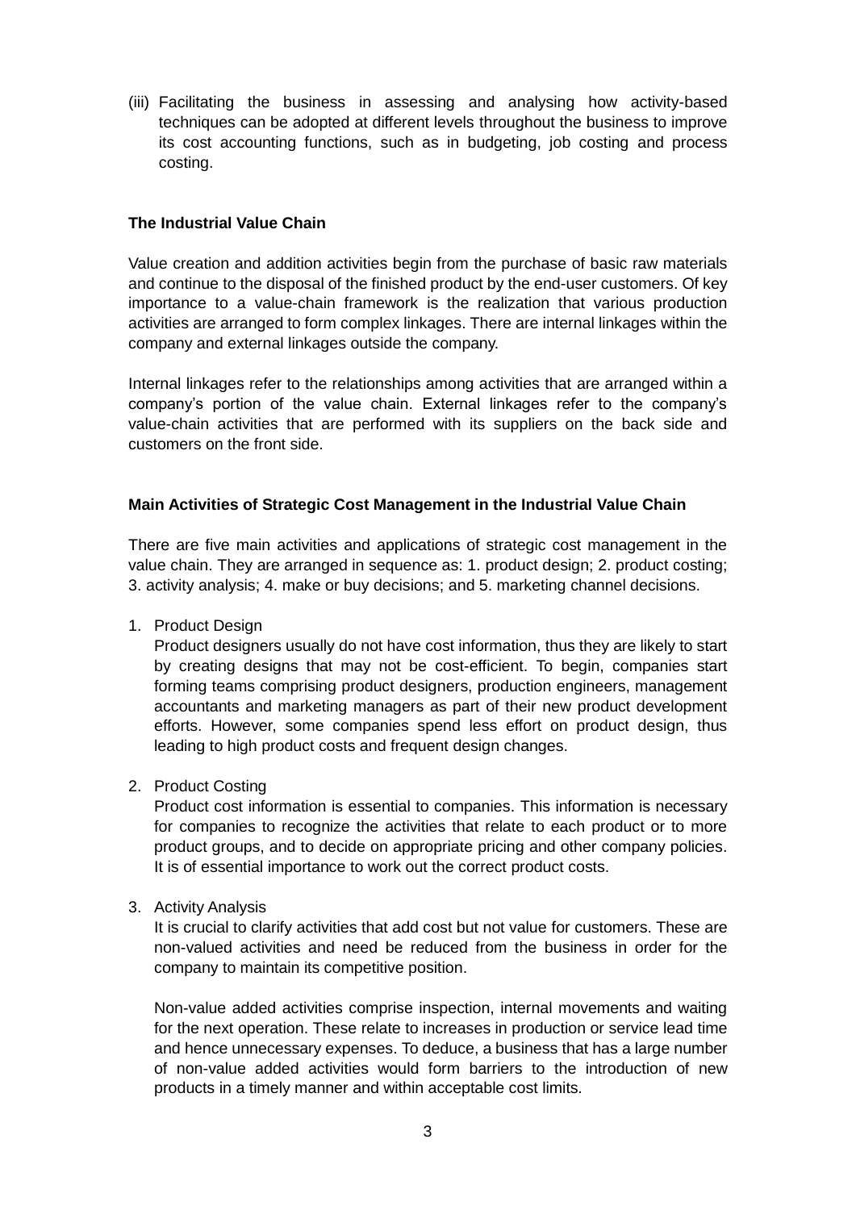(iii) Facilitating the business in assessing and analysing how activity-based techniques can be adopted at different levels throughout the business to improve its cost accounting functions, such as in budgeting, job costing and process costing.

**The Industrial Value Chain**

Value creation and addition activities begin from the purchase of basic raw materials and continue to the disposal of the finished product by the end-user customers. Of key importance to a value-chain framework is the realization that various production activities are arranged to form complex linkages. There are internal linkages within the company and external linkages outside the company.

Internal linkages refer to the relationships among activities that are arranged within a company's portion of the value chain. External linkages refer to the company's value-chain activities that are performed with its suppliers on the back side and customers on the front side.

**Main Activities of Strategic Cost Management in the Industrial Value Chain**

There are five main activities and applications of strategic cost management in the value chain. They are arranged in sequence as: 1. product design; 2. product costing; 3. activity analysis; 4. make or buy decisions; and 5. marketing channel decisions.

1. Product Design

   Product designers usually do not have cost information, thus they are likely to start by creating designs that may not be cost-efficient. To begin, companies start forming teams comprising product designers, production engineers, management accountants and marketing managers as part of their new product development efforts. However, some companies spend less effort on product design, thus leading to high product costs and frequent design changes.

2. Product Costing

   Product cost information is essential to companies. This information is necessary for companies to recognize the activities that relate to each product or to more product groups, and to decide on appropriate pricing and other company policies. It is of essential importance to work out the correct product costs.

3. Activity Analysis

   It is crucial to clarify activities that add cost but not value for customers. These are non-valued activities and need be reduced from the business in order for the company to maintain its competitive position.

   Non-value added activities comprise inspection, internal movements and waiting for the next operation. These relate to increases in production or service lead time and hence unnecessary expenses. To deduce, a business that has a large number of non-value added activities would form barriers to the introduction of new products in a timely manner and within acceptable cost limits.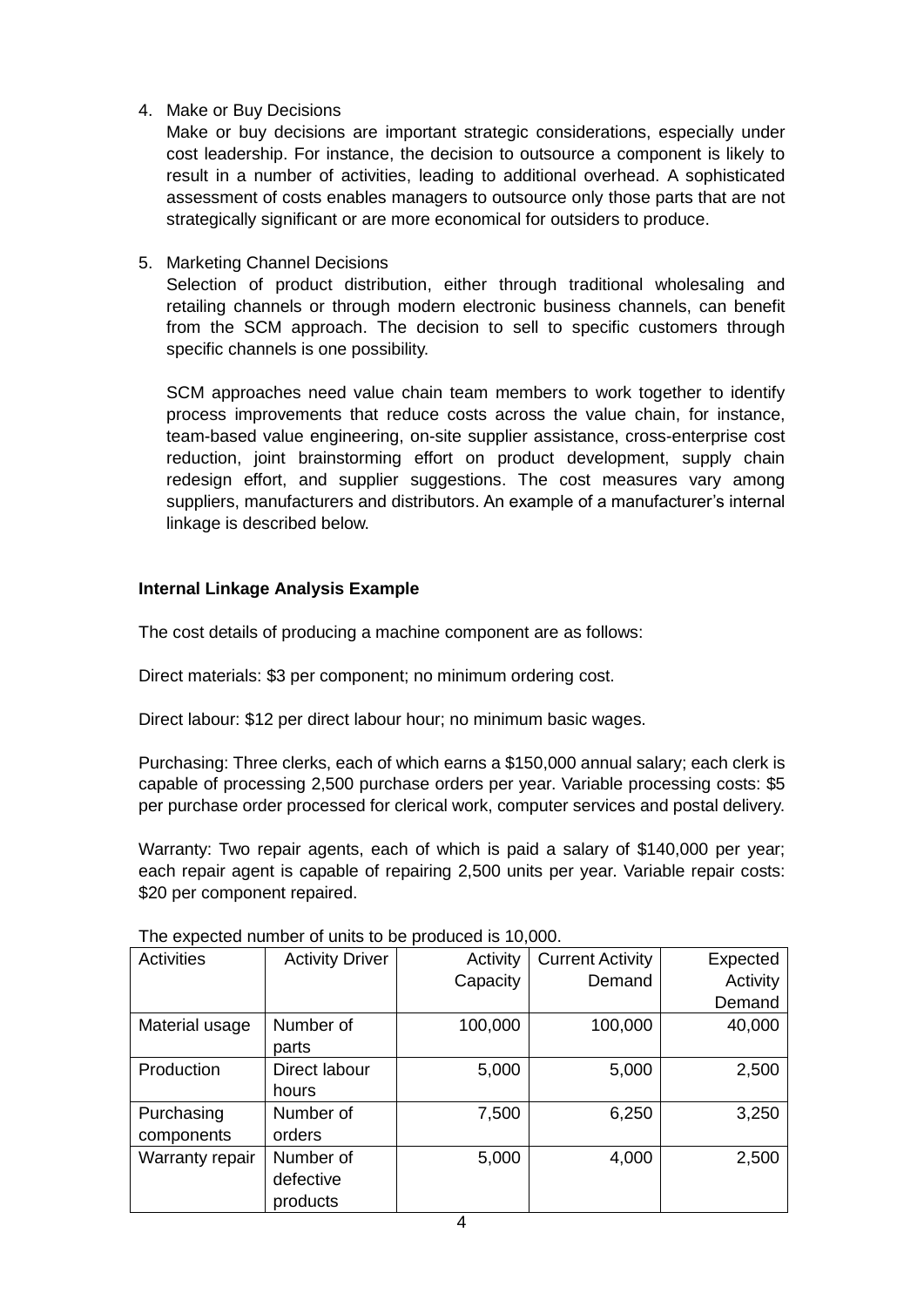4. Make or Buy Decisions

   Make or buy decisions are important strategic considerations, especially under cost leadership. For instance, the decision to outsource a component is likely to result in a number of activities, leading to additional overhead. A sophisticated assessment of costs enables managers to outsource only those parts that are not strategically significant or are more economical for outsiders to produce.

5. Marketing Channel Decisions

   Selection of product distribution, either through traditional wholesaling and retailing channels or through modern electronic business channels, can benefit from the SCM approach. The decision to sell to specific customers through specific channels is one possibility.

   SCM approaches need value chain team members to work together to identify process improvements that reduce costs across the value chain, for instance, team-based value engineering, on-site supplier assistance, cross-enterprise cost reduction, joint brainstorming effort on product development, supply chain redesign effort, and supplier suggestions. The cost measures vary among suppliers, manufacturers and distributors. An example of a manufacturer's internal linkage is described below.

**Internal Linkage Analysis Example**

The cost details of producing a machine component are as follows:

Direct materials: $3 per component; no minimum ordering cost.

Direct labour: $12 per direct labour hour; no minimum basic wages.

Purchasing: Three clerks, each of which earns a $150,000 annual salary; each clerk is capable of processing 2,500 purchase orders per year. Variable processing costs: $5 per purchase order processed for clerical work, computer services and postal delivery.

Warranty: Two repair agents, each of which is paid a salary of $140,000 per year; each repair agent is capable of repairing 2,500 units per year. Variable repair costs: $20 per component repaired.

The expected number of units to be produced is 10,000.

| Activities | Activity Driver | Activity Capacity | Current Activity Demand | Expected Activity Demand |
|---|---|---|---|---|
| Material usage | Number of parts | 100,000 | 100,000 | 40,000 |
| Production | Direct labour hours | 5,000 | 5,000 | 2,500 |
| Purchasing components | Number of orders | 7,500 | 6,250 | 3,250 |
| Warranty repair | Number of defective products | 5,000 | 4,000 | 2,500 |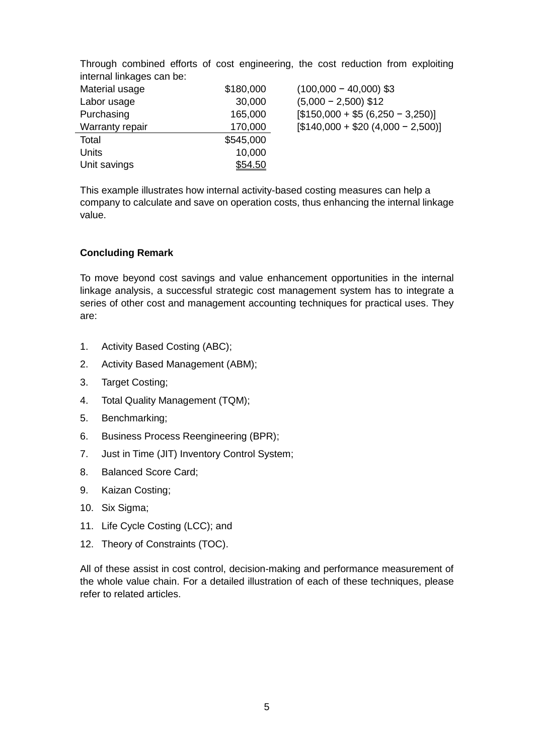Through combined efforts of cost engineering, the cost reduction from exploiting internal linkages can be:

| | | |
|---|---|---|
| Material usage | $180,000 | (100,000 − 40,000) $3 |
| Labor usage | 30,000 | (5,000 − 2,500) $12 |
| Purchasing | 165,000 | [$150,000 + $5 (6,250 − 3,250)] |
| Warranty repair | 170,000 | [$140,000 + $20 (4,000 − 2,500)] |
| Total | $545,000 | |
| Units | 10,000 | |
| Unit savings | $54.50 | |

This example illustrates how internal activity-based costing measures can help a company to calculate and save on operation costs, thus enhancing the internal linkage value.

**Concluding Remark**

To move beyond cost savings and value enhancement opportunities in the internal linkage analysis, a successful strategic cost management system has to integrate a series of other cost and management accounting techniques for practical uses. They are:

1. Activity Based Costing (ABC);
2. Activity Based Management (ABM);
3. Target Costing;
4. Total Quality Management (TQM);
5. Benchmarking;
6. Business Process Reengineering (BPR);
7. Just in Time (JIT) Inventory Control System;
8. Balanced Score Card;
9. Kaizan Costing;
10. Six Sigma;
11. Life Cycle Costing (LCC); and
12. Theory of Constraints (TOC).

All of these assist in cost control, decision-making and performance measurement of the whole value chain. For a detailed illustration of each of these techniques, please refer to related articles.